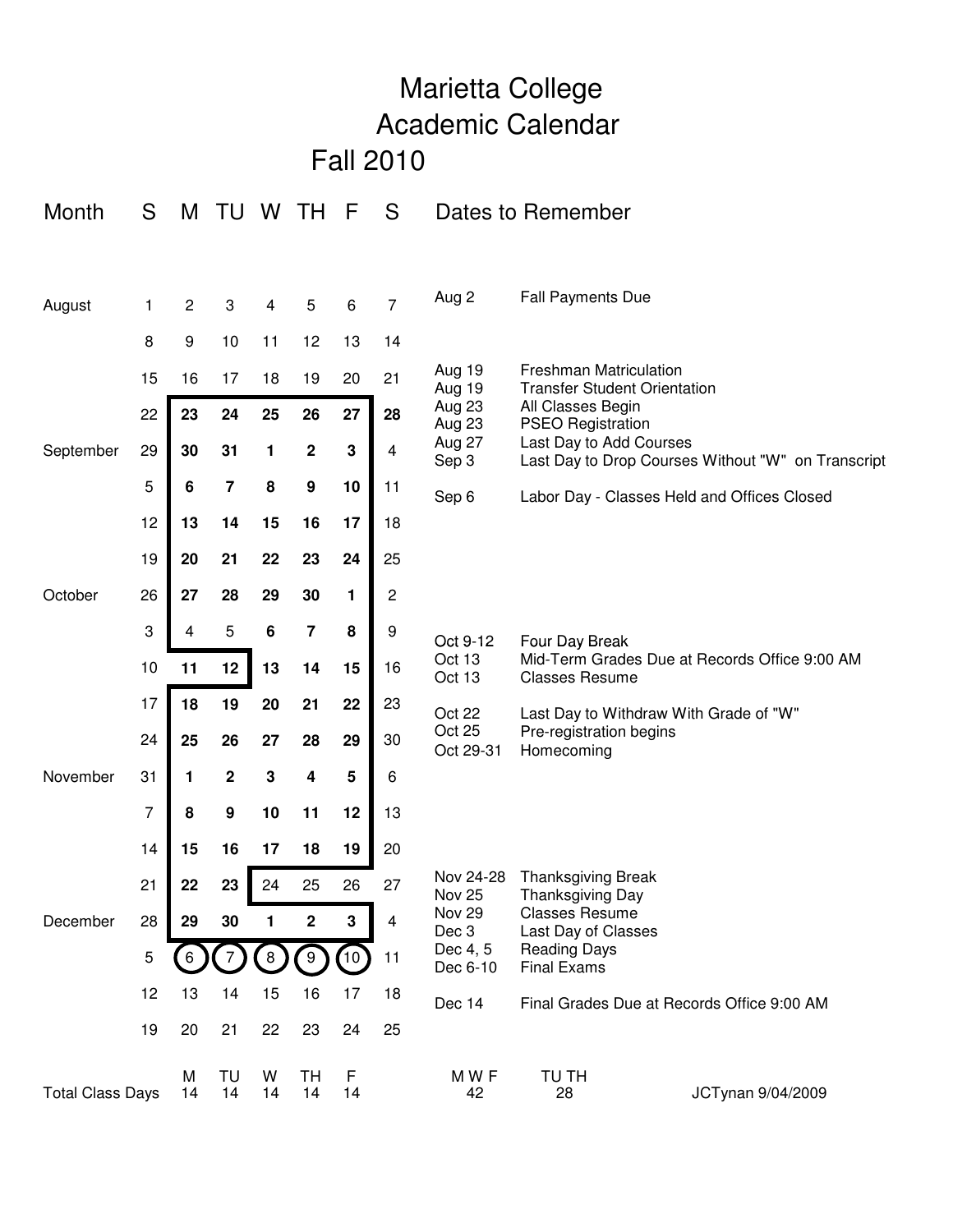# Marietta College
# Academic Calendar
## Fall 2010

| Month | S | M | TU | W | TH | F | S |
|---|---|---|---|---|---|---|---|
| August | 1 | 2 | 3 | 4 | 5 | 6 | 7 |
| | 8 | 9 | 10 | 11 | 12 | 13 | 14 |
| | 15 | 16 | 17 | 18 | 19 | 20 | 21 |
| | 22 | **23** | **24** | **25** | **26** | **27** | **28** |
| September | 29 | **30** | **31** | **1** | **2** | **3** | 4 |
| | 5 | **6** | **7** | **8** | **9** | **10** | 11 |
| | 12 | **13** | **14** | **15** | **16** | **17** | 18 |
| | 19 | **20** | **21** | **22** | **23** | **24** | 25 |
| October | 26 | **27** | **28** | **29** | **30** | **1** | 2 |
| | 3 | 4 | 5 | **6** | **7** | **8** | 9 |
| | 10 | **11** | **12** | **13** | **14** | **15** | 16 |
| | 17 | **18** | **19** | **20** | **21** | **22** | 23 |
| | 24 | **25** | **26** | **27** | **28** | **29** | 30 |
| November | 31 | **1** | **2** | **3** | **4** | **5** | 6 |
| | 7 | **8** | **9** | **10** | **11** | **12** | 13 |
| | 14 | **15** | **16** | **17** | **18** | **19** | 20 |
| | 21 | **22** | **23** | 24 | 25 | 26 | 27 |
| December | 28 | **29** | **30** | **1** | **2** | **3** | 4 |
| | 5 | (6) | (7) | (8) | (9) | (10) | 11 |
| | 12 | 13 | 14 | 15 | 16 | 17 | 18 |
| | 19 | 20 | 21 | 22 | 23 | 24 | 25 |

| Total Class Days | M | TU | W | TH | F |
|---|---|---|---|---|---|
| | 14 | 14 | 14 | 14 | 14 |

| M W F | TU TH |
|---|---|
| 42 | 28 |

## Dates to Remember

| Date | Event |
|---|---|
| Aug 2 | Fall Payments Due |
| Aug 19 | Freshman Matriculation |
| Aug 19 | Transfer Student Orientation |
| Aug 23 | All Classes Begin |
| Aug 23 | PSEO Registration |
| Aug 27 | Last Day to Add Courses |
| Sep 3 | Last Day to Drop Courses Without "W" on Transcript |
| Sep 6 | Labor Day - Classes Held and Offices Closed |
| Oct 9-12 | Four Day Break |
| Oct 13 | Mid-Term Grades Due at Records Office 9:00 AM |
| Oct 13 | Classes Resume |
| Oct 22 | Last Day to Withdraw With Grade of "W" |
| Oct 25 | Pre-registration begins |
| Oct 29-31 | Homecoming |
| Nov 24-28 | Thanksgiving Break |
| Nov 25 | Thanksgiving Day |
| Nov 29 | Classes Resume |
| Dec 3 | Last Day of Classes |
| Dec 4, 5 | Reading Days |
| Dec 6-10 | Final Exams |
| Dec 14 | Final Grades Due at Records Office 9:00 AM |

JCTynan 9/04/2009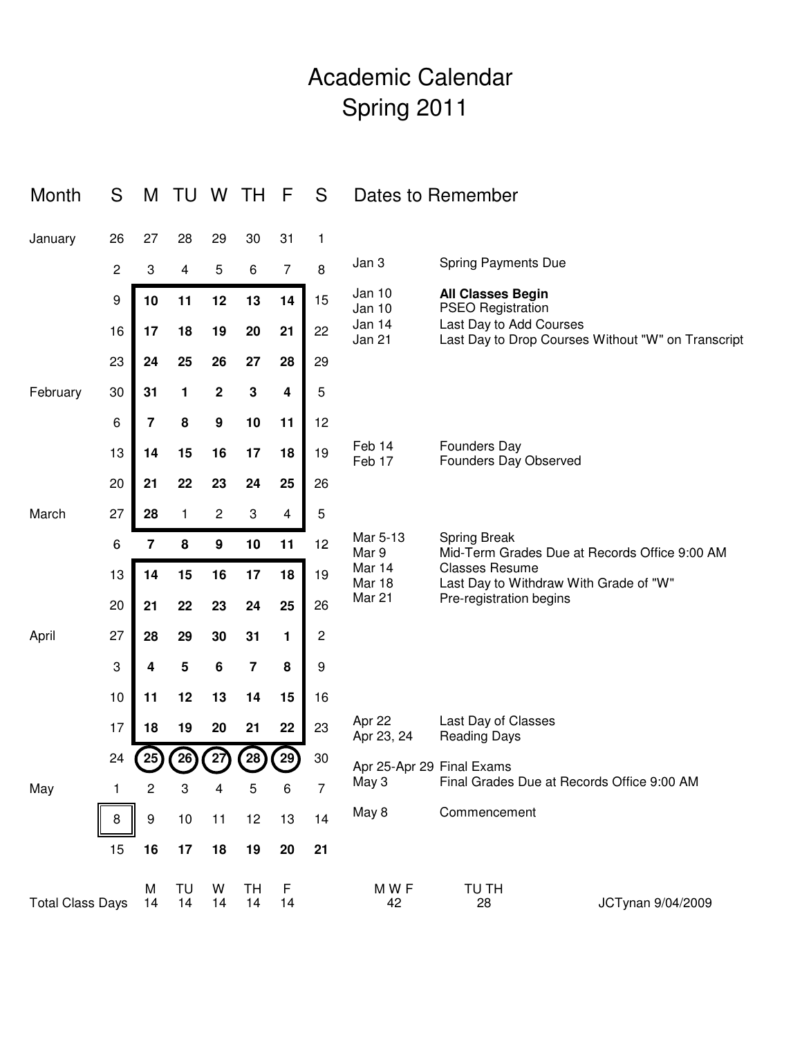# Academic Calendar
# Spring 2011

| Month | S | M | TU | W | TH | F | S | Dates to Remember | |
|---|---|---|---|---|---|---|---|---|---|
| January | 26 | 27 | 28 | 29 | 30 | 31 | 1 | | |
| | 2 | 3 | 4 | 5 | 6 | 7 | 8 | Jan 3 | Spring Payments Due |
| | 9 | **10** | **11** | **12** | **13** | **14** | 15 | Jan 10<br>Jan 10 | **All Classes Begin**<br>PSEO Registration |
| | 16 | **17** | **18** | **19** | **20** | **21** | 22 | Jan 14<br>Jan 21 | Last Day to Add Courses<br>Last Day to Drop Courses Without "W" on Transcript |
| | 23 | **24** | **25** | **26** | **27** | **28** | 29 | | |
| February | 30 | **31** | **1** | **2** | **3** | **4** | 5 | | |
| | 6 | **7** | **8** | **9** | **10** | **11** | 12 | | |
| | 13 | **14** | **15** | **16** | **17** | **18** | 19 | Feb 14<br>Feb 17 | Founders Day<br>Founders Day Observed |
| | 20 | **21** | **22** | **23** | **24** | **25** | 26 | | |
| March | 27 | **28** | 1 | 2 | 3 | 4 | 5 | | |
| | 6 | **7** | **8** | **9** | **10** | **11** | 12 | Mar 5-13<br>Mar 9 | Spring Break<br>Mid-Term Grades Due at Records Office 9:00 AM |
| | 13 | **14** | **15** | **16** | **17** | **18** | 19 | Mar 14<br>Mar 18<br>Mar 21 | Classes Resume<br>Last Day to Withdraw With Grade of "W"<br>Pre-registration begins |
| | 20 | **21** | **22** | **23** | **24** | **25** | 26 | | |
| April | 27 | **28** | **29** | **30** | **31** | **1** | 2 | | |
| | 3 | **4** | **5** | **6** | **7** | **8** | 9 | | |
| | 10 | **11** | **12** | **13** | **14** | **15** | 16 | | |
| | 17 | **18** | **19** | **20** | **21** | **22** | 23 | Apr 22<br>Apr 23, 24 | Last Day of Classes<br>Reading Days |
| | 24 | **25** | **26** | **27** | **28** | **29** | 30 | Apr 25-Apr 29 | Final Exams |
| May | 1 | 2 | 3 | 4 | 5 | 6 | 7 | May 3 | Final Grades Due at Records Office 9:00 AM |
| | 8 | 9 | 10 | 11 | 12 | 13 | 14 | May 8 | Commencement |
| | 15 | **16** | **17** | **18** | **19** | **20** | **21** | | |

| | M | TU | W | TH | F | M W F | TU TH |
|---|---|---|---|---|---|---|---|
| Total Class Days | 14 | 14 | 14 | 14 | 14 | 42 | 28 |

JCTynan 9/04/2009